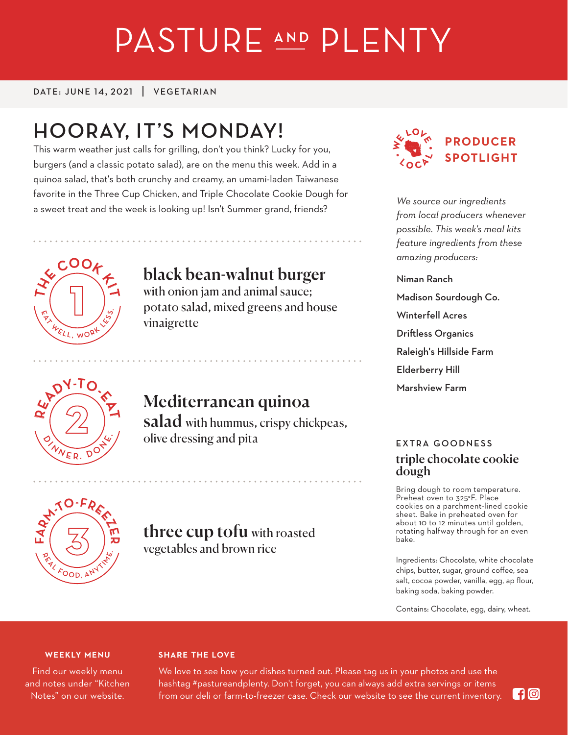# PASTURE AND PLENTY

DATE: JUNE 14, 2021 | VEGETARIAN

## HOORAY, IT'S MONDAY!

This warm weather just calls for grilling, don't you think? Lucky for you, burgers (and a classic potato salad), are on the menu this week. Add in a quinoa salad, that's both crunchy and creamy, an umami-laden Taiwanese favorite in the Three Cup Chicken, and Triple Chocolate Cookie Dough for a sweet treat and the week is looking up! Isn't Summer grand, friends?

THE COOK KIT 1 — EAT WELL, WORK LESS.

### black bean-walnut burger

with onion jam and animal sauce; potato salad, mixed greens and house vinaigrette

READY-TO-EAT 2 — DINNER. DONE.

### Mediterranean quinoa salad

with hummus, crispy chickpeas, olive dressing and pita

FARM-TO-FREEZER 3 — REAL FOOD, ANYTIME.

### three cup tofu

with roasted vegetables and brown rice

WE LOVE LOCAL

## PRODUCER SPOTLIGHT

*We source our ingredients from local producers whenever possible. This week's meal kits feature ingredients from these amazing producers:*

- Niman Ranch
- Madison Sourdough Co.
- Winterfell Acres
- Driftless Organics
- Raleigh's Hillside Farm
- Elderberry Hill
- Marshview Farm

EXTRA GOODNESS

### triple chocolate cookie dough

Bring dough to room temperature. Preheat oven to 325°F. Place cookies on a parchment-lined cookie sheet. Bake in preheated oven for about 10 to 12 minutes until golden, rotating halfway through for an even bake.

Ingredients: Chocolate, white chocolate chips, butter, sugar, ground coffee, sea salt, cocoa powder, vanilla, egg, ap flour, baking soda, baking powder.

Contains: Chocolate, egg, dairy, wheat.

**WEEKLY MENU**

Find our weekly menu and notes under "Kitchen Notes" on our website.

**SHARE THE LOVE**

We love to see how your dishes turned out. Please tag us in your photos and use the hashtag #pastureandplenty. Don't forget, you can always add extra servings or items from our deli or farm-to-freezer case. Check our website to see the current inventory.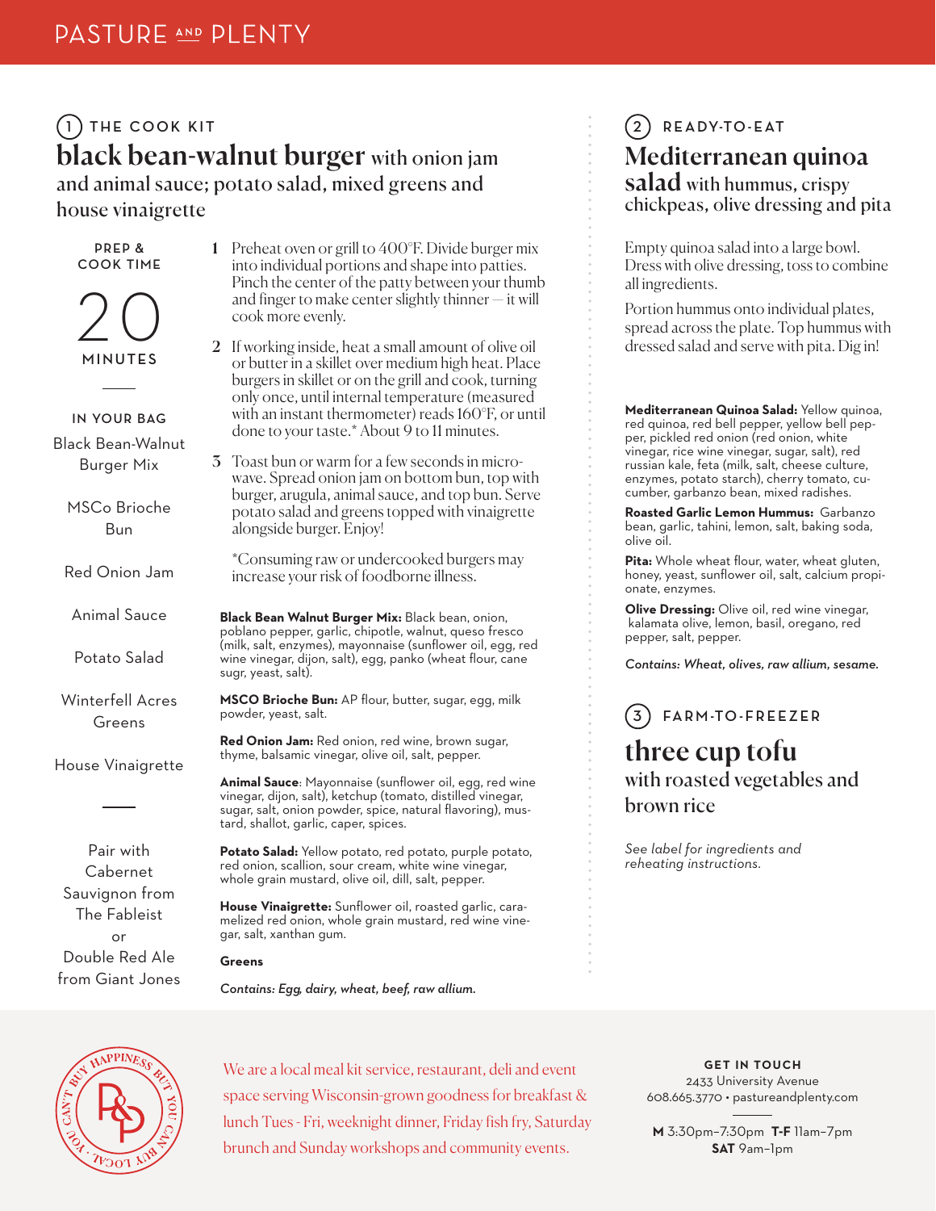# PASTURE AND PLENTY

## 1 THE COOK KIT

## black bean-walnut burger with onion jam and animal sauce; potato salad, mixed greens and house vinaigrette

**PREP & COOK TIME**

20

**MINUTES**

**IN YOUR BAG**

Black Bean-Walnut Burger Mix

MSCo Brioche Bun

Red Onion Jam

Animal Sauce

Potato Salad

Winterfell Acres Greens

House Vinaigrette

Pair with Cabernet Sauvignon from The Fableist or Double Red Ale from Giant Jones

1. Preheat oven or grill to 400°F. Divide burger mix into individual portions and shape into patties. Pinch the center of the patty between your thumb and finger to make center slightly thinner — it will cook more evenly.
2. If working inside, heat a small amount of olive oil or butter in a skillet over medium high heat. Place burgers in skillet or on the grill and cook, turning only once, until internal temperature (measured with an instant thermometer) reads 160°F, or until done to your taste.* About 9 to 11 minutes.
3. Toast bun or warm for a few seconds in microwave. Spread onion jam on bottom bun, top with burger, arugula, animal sauce, and top bun. Serve potato salad and greens topped with vinaigrette alongside burger. Enjoy!

*Consuming raw or undercooked burgers may increase your risk of foodborne illness.

**Black Bean Walnut Burger Mix:** Black bean, onion, poblano pepper, garlic, chipotle, walnut, queso fresco (milk, salt, enzymes), mayonnaise (sunflower oil, egg, red wine vinegar, dijon, salt), egg, panko (wheat flour, cane sugr, yeast, salt).

**MSCO Brioche Bun:** AP flour, butter, sugar, egg, milk powder, yeast, salt.

**Red Onion Jam:** Red onion, red wine, brown sugar, thyme, balsamic vinegar, olive oil, salt, pepper.

**Animal Sauce**: Mayonnaise (sunflower oil, egg, red wine vinegar, dijon, salt), ketchup (tomato, distilled vinegar, sugar, salt, onion powder, spice, natural flavoring), mustard, shallot, garlic, caper, spices.

**Potato Salad:** Yellow potato, red potato, purple potato, red onion, scallion, sour cream, white wine vinegar, whole grain mustard, olive oil, dill, salt, pepper.

**House Vinaigrette:** Sunflower oil, roasted garlic, caramelized red onion, whole grain mustard, red wine vinegar, salt, xanthan gum.

**Greens**

*Contains: Egg, dairy, wheat, beef, raw allium.*

## 2 READY-TO-EAT

## Mediterranean quinoa salad with hummus, crispy chickpeas, olive dressing and pita

Empty quinoa salad into a large bowl. Dress with olive dressing, toss to combine all ingredients.

Portion hummus onto individual plates, spread across the plate. Top hummus with dressed salad and serve with pita. Dig in!

**Mediterranean Quinoa Salad:** Yellow quinoa, red quinoa, red bell pepper, yellow bell pepper, pickled red onion (red onion, white vinegar, rice wine vinegar, sugar, salt), red russian kale, feta (milk, salt, cheese culture, enzymes, potato starch), cherry tomato, cucumber, garbanzo bean, mixed radishes.

**Roasted Garlic Lemon Hummus:** Garbanzo bean, garlic, tahini, lemon, salt, baking soda, olive oil.

**Pita:** Whole wheat flour, water, wheat gluten, honey, yeast, sunflower oil, salt, calcium propionate, enzymes.

**Olive Dressing:** Olive oil, red wine vinegar, kalamata olive, lemon, basil, oregano, red pepper, salt, pepper.

*Contains: Wheat, olives, raw allium, sesame.*

## 3 FARM-TO-FREEZER

## three cup tofu with roasted vegetables and brown rice

*See label for ingredients and reheating instructions.*

YOU CAN'T BUY HAPPINESS BUT YOU CAN BUY LOCAL

We are a local meal kit service, restaurant, deli and event space serving Wisconsin-grown goodness for breakfast & lunch Tues - Fri, weeknight dinner, Friday fish fry, Saturday brunch and Sunday workshops and community events.

**GET IN TOUCH**

2433 University Avenue

608.665.3770 • pastureandplenty.com

**M** 3:30pm–7:30pm **T-F** 11am–7pm

**SAT** 9am–1pm